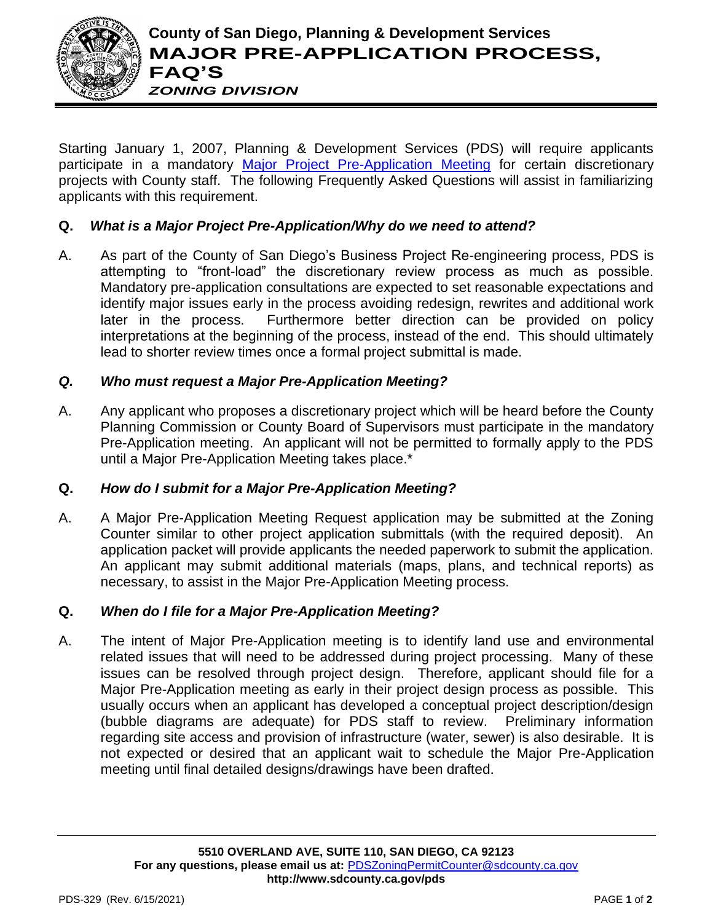# County of San Diego, Planning & Development Services

## MAJOR PRE-APPLICATION PROCESS, FAQ'S

### *ZONING DIVISION*

Starting January 1, 2007, Planning & Development Services (PDS) will require applicants participate in a mandatory Major Project Pre-Application Meeting for certain discretionary projects with County staff. The following Frequently Asked Questions will assist in familiarizing applicants with this requirement.

**Q.** ***What is a Major Project Pre-Application/Why do we need to attend?***

A. As part of the County of San Diego's Business Project Re-engineering process, PDS is attempting to "front-load" the discretionary review process as much as possible. Mandatory pre-application consultations are expected to set reasonable expectations and identify major issues early in the process avoiding redesign, rewrites and additional work later in the process. Furthermore better direction can be provided on policy interpretations at the beginning of the process, instead of the end. This should ultimately lead to shorter review times once a formal project submittal is made.

***Q. Who must request a Major Pre-Application Meeting?***

A. Any applicant who proposes a discretionary project which will be heard before the County Planning Commission or County Board of Supervisors must participate in the mandatory Pre-Application meeting. An applicant will not be permitted to formally apply to the PDS until a Major Pre-Application Meeting takes place.*

**Q.** ***How do I submit for a Major Pre-Application Meeting?***

A. A Major Pre-Application Meeting Request application may be submitted at the Zoning Counter similar to other project application submittals (with the required deposit). An application packet will provide applicants the needed paperwork to submit the application. An applicant may submit additional materials (maps, plans, and technical reports) as necessary, to assist in the Major Pre-Application Meeting process.

**Q.** ***When do I file for a Major Pre-Application Meeting?***

A. The intent of Major Pre-Application meeting is to identify land use and environmental related issues that will need to be addressed during project processing. Many of these issues can be resolved through project design. Therefore, applicant should file for a Major Pre-Application meeting as early in their project design process as possible. This usually occurs when an applicant has developed a conceptual project description/design (bubble diagrams are adequate) for PDS staff to review. Preliminary information regarding site access and provision of infrastructure (water, sewer) is also desirable. It is not expected or desired that an applicant wait to schedule the Major Pre-Application meeting until final detailed designs/drawings have been drafted.

**5510 OVERLAND AVE, SUITE 110, SAN DIEGO, CA 92123**
**For any questions, please email us at:** PDSZoningPermitCounter@sdcounty.ca.gov
**http://www.sdcounty.ca.gov/pds**

PDS-329 (Rev. 6/15/2021)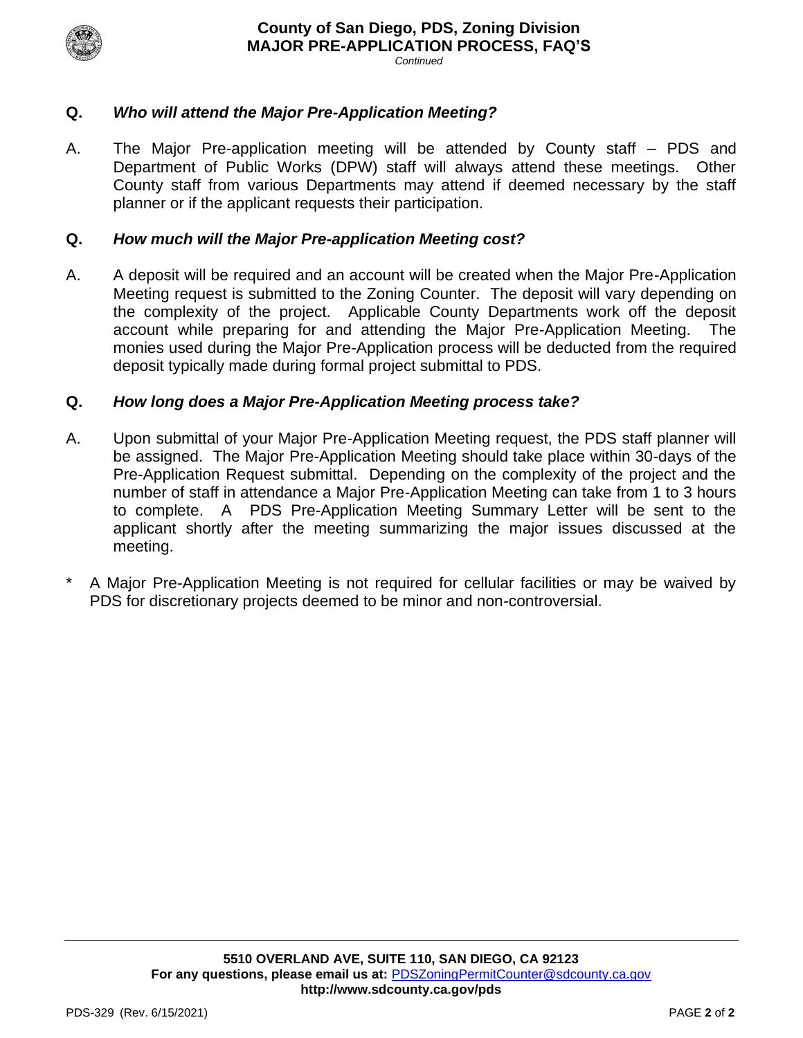**Q.** ***Who will attend the Major Pre-Application Meeting?***

A. The Major Pre-application meeting will be attended by County staff – PDS and Department of Public Works (DPW) staff will always attend these meetings. Other County staff from various Departments may attend if deemed necessary by the staff planner or if the applicant requests their participation.

**Q.** ***How much will the Major Pre-application Meeting cost?***

A. A deposit will be required and an account will be created when the Major Pre-Application Meeting request is submitted to the Zoning Counter. The deposit will vary depending on the complexity of the project. Applicable County Departments work off the deposit account while preparing for and attending the Major Pre-Application Meeting. The monies used during the Major Pre-Application process will be deducted from the required deposit typically made during formal project submittal to PDS.

**Q.** ***How long does a Major Pre-Application Meeting process take?***

A. Upon submittal of your Major Pre-Application Meeting request, the PDS staff planner will be assigned. The Major Pre-Application Meeting should take place within 30-days of the Pre-Application Request submittal. Depending on the complexity of the project and the number of staff in attendance a Major Pre-Application Meeting can take from 1 to 3 hours to complete. A PDS Pre-Application Meeting Summary Letter will be sent to the applicant shortly after the meeting summarizing the major issues discussed at the meeting.

\* A Major Pre-Application Meeting is not required for cellular facilities or may be waived by PDS for discretionary projects deemed to be minor and non-controversial.

**5510 OVERLAND AVE, SUITE 110, SAN DIEGO, CA 92123**
**For any questions, please email us at:** PDSZoningPermitCounter@sdcounty.ca.gov
**http://www.sdcounty.ca.gov/pds**

PDS-329 (Rev. 6/15/2021)